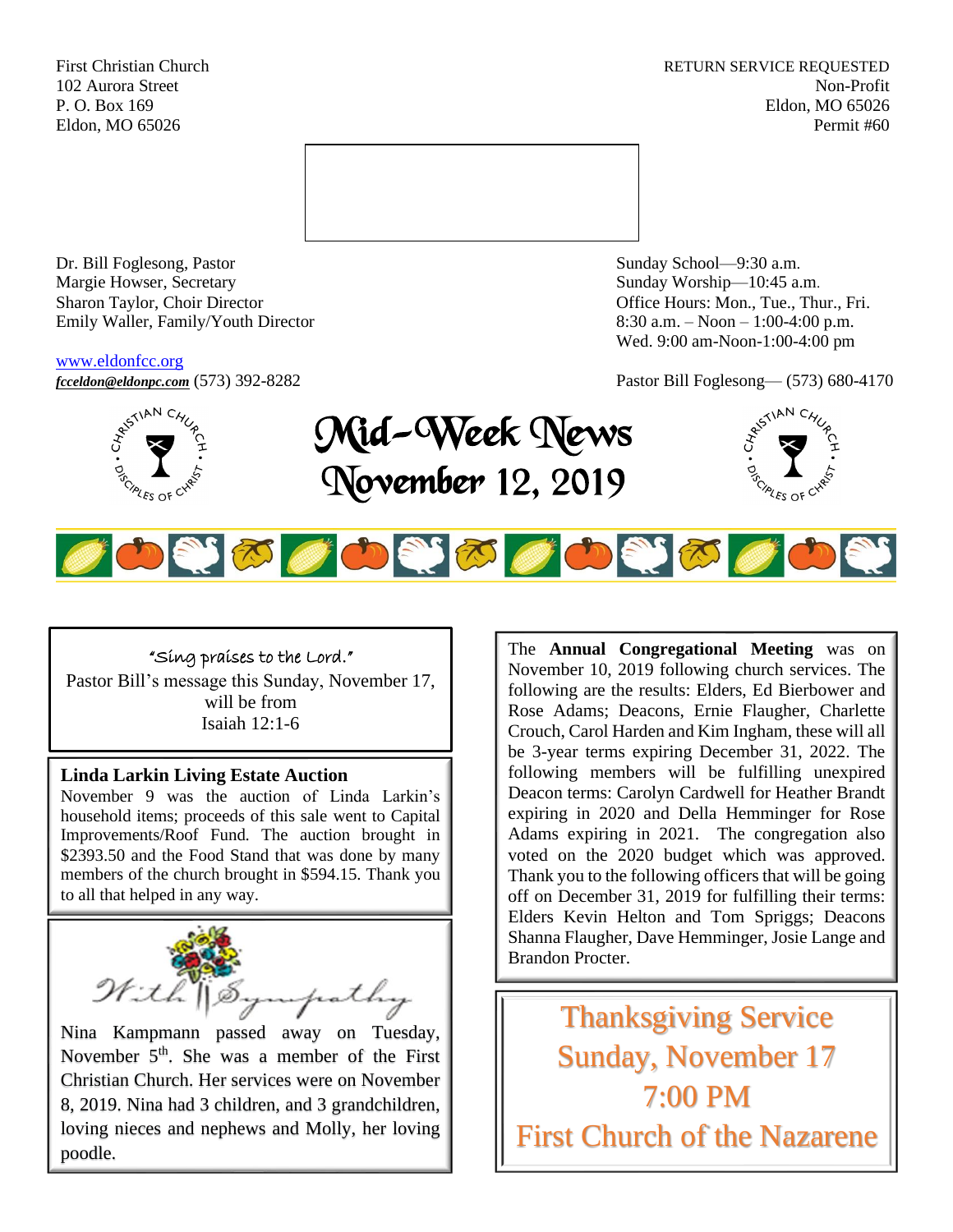First Christian Church
102 Aurora Street
P. O. Box 169
Eldon, MO 65026

RETURN SERVICE REQUESTED
Non-Profit
Eldon, MO 65026
Permit #60

Dr. Bill Foglesong, Pastor
Margie Howser, Secretary
Sharon Taylor, Choir Director
Emily Waller, Family/Youth Director

www.eldonfcc.org
***fcceldon@eldonpc.com*** (573) 392-8282

Sunday School—9:30 a.m.
Sunday Worship—10:45 a.m.
Office Hours: Mon., Tue., Thur., Fri.
8:30 a.m. – Noon – 1:00-4:00 p.m.
Wed. 9:00 am-Noon-1:00-4:00 pm

Pastor Bill Foglesong— (573) 680-4170

# Mid-Week News
# November 12, 2019

"Sing praises to the Lord."
Pastor Bill's message this Sunday, November 17, will be from Isaiah 12:1-6

**Linda Larkin Living Estate Auction**

November 9 was the auction of Linda Larkin's household items; proceeds of this sale went to Capital Improvements/Roof Fund. The auction brought in $2393.50 and the Food Stand that was done by many members of the church brought in $594.15. Thank you to all that helped in any way.

*With Sympathy*

Nina Kampmann passed away on Tuesday, November 5th. She was a member of the First Christian Church. Her services were on November 8, 2019. Nina had 3 children, and 3 grandchildren, loving nieces and nephews and Molly, her loving poodle.

The **Annual Congregational Meeting** was on November 10, 2019 following church services. The following are the results: Elders, Ed Bierbower and Rose Adams; Deacons, Ernie Flaugher, Charlette Crouch, Carol Harden and Kim Ingham, these will all be 3-year terms expiring December 31, 2022. The following members will be fulfilling unexpired Deacon terms: Carolyn Cardwell for Heather Brandt expiring in 2020 and Della Hemminger for Rose Adams expiring in 2021. The congregation also voted on the 2020 budget which was approved. Thank you to the following officers that will be going off on December 31, 2019 for fulfilling their terms: Elders Kevin Helton and Tom Spriggs; Deacons Shanna Flaugher, Dave Hemminger, Josie Lange and Brandon Procter.

**Thanksgiving Service**
**Sunday, November 17**
**7:00 PM**
**First Church of the Nazarene**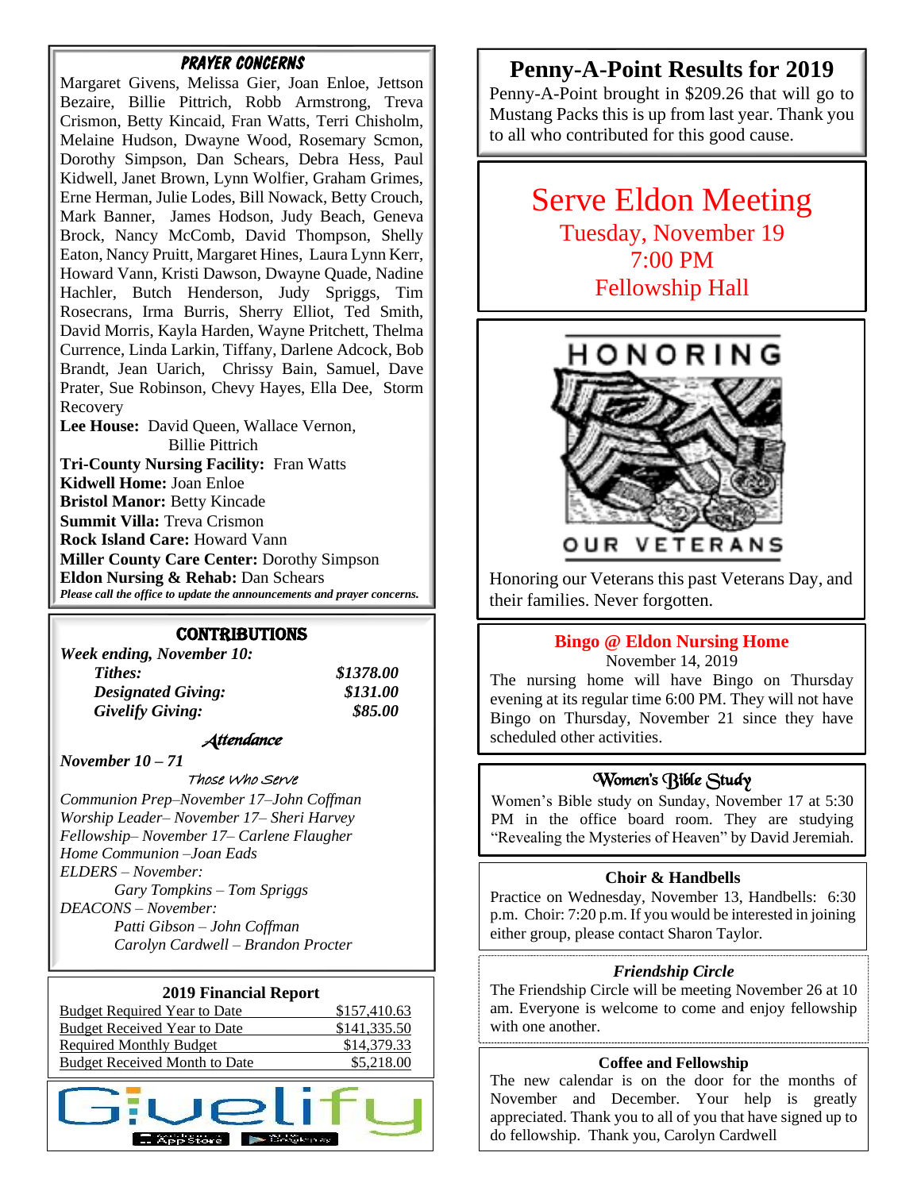## PRAYER CONCERNS

Margaret Givens, Melissa Gier, Joan Enloe, Jettson Bezaire, Billie Pittrich, Robb Armstrong, Treva Crismon, Betty Kincaid, Fran Watts, Terri Chisholm, Melaine Hudson, Dwayne Wood, Rosemary Scmon, Dorothy Simpson, Dan Schears, Debra Hess, Paul Kidwell, Janet Brown, Lynn Wolfier, Graham Grimes, Erne Herman, Julie Lodes, Bill Nowack, Betty Crouch, Mark Banner, James Hodson, Judy Beach, Geneva Brock, Nancy McComb, David Thompson, Shelly Eaton, Nancy Pruitt, Margaret Hines, Laura Lynn Kerr, Howard Vann, Kristi Dawson, Dwayne Quade, Nadine Hachler, Butch Henderson, Judy Spriggs, Tim Rosecrans, Irma Burris, Sherry Elliot, Ted Smith, David Morris, Kayla Harden, Wayne Pritchett, Thelma Currence, Linda Larkin, Tiffany, Darlene Adcock, Bob Brandt, Jean Uarich, Chrissy Bain, Samuel, Dave Prater, Sue Robinson, Chevy Hayes, Ella Dee, Storm Recovery

**Lee House:** David Queen, Wallace Vernon, Billie Pittrich
**Tri-County Nursing Facility:** Fran Watts
**Kidwell Home:** Joan Enloe
**Bristol Manor:** Betty Kincade
**Summit Villa:** Treva Crismon
**Rock Island Care:** Howard Vann
**Miller County Care Center:** Dorothy Simpson
**Eldon Nursing & Rehab:** Dan Schears

***Please call the office to update the announcements and prayer concerns.***

## CONTRIBUTIONS

***Week ending, November 10:***

| | |
|---|---|
| ***Tithes:*** | ***$1378.00*** |
| ***Designated Giving:*** | ***$131.00*** |
| ***Givelify Giving:*** | ***$85.00*** |

### *Attendance*

***November 10 – 71***

*Those Who Serve*

*Communion Prep–November 17–John Coffman*
*Worship Leader– November 17– Sheri Harvey*
*Fellowship– November 17– Carlene Flaugher*
*Home Communion –Joan Eads*
*ELDERS – November:*
*Gary Tompkins – Tom Spriggs*
*DEACONS – November:*
*Patti Gibson – John Coffman*
*Carolyn Cardwell – Brandon Procter*

## 2019 Financial Report

| | |
|---|---|
| Budget Required Year to Date | $157,410.63 |
| Budget Received Year to Date | $141,335.50 |
| Required Monthly Budget | $14,379.33 |
| Budget Received Month to Date | $5,218.00 |

Givelify

## Penny-A-Point Results for 2019

Penny-A-Point brought in $209.26 that will go to Mustang Packs this is up from last year. Thank you to all who contributed for this good cause.

## Serve Eldon Meeting

Tuesday, November 19
7:00 PM
Fellowship Hall

HONORING OUR VETERANS

Honoring our Veterans this past Veterans Day, and their families. Never forgotten.

### Bingo @ Eldon Nursing Home

November 14, 2019

The nursing home will have Bingo on Thursday evening at its regular time 6:00 PM. They will not have Bingo on Thursday, November 21 since they have scheduled other activities.

### Women's Bible Study

Women's Bible study on Sunday, November 17 at 5:30 PM in the office board room. They are studying "Revealing the Mysteries of Heaven" by David Jeremiah.

### Choir & Handbells

Practice on Wednesday, November 13, Handbells: 6:30 p.m. Choir: 7:20 p.m. If you would be interested in joining either group, please contact Sharon Taylor.

### *Friendship Circle*

The Friendship Circle will be meeting November 26 at 10 am. Everyone is welcome to come and enjoy fellowship with one another.

### Coffee and Fellowship

The new calendar is on the door for the months of November and December. Your help is greatly appreciated. Thank you to all of you that have signed up to do fellowship. Thank you, Carolyn Cardwell